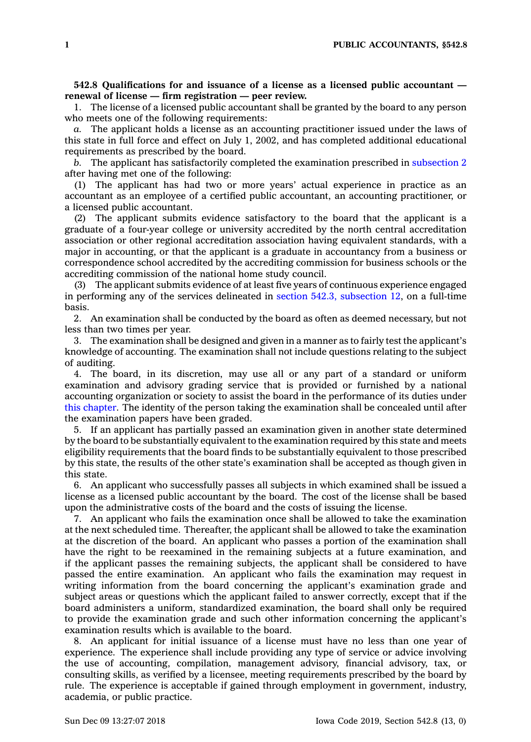**542.8 Qualifications for and issuance of a license as a licensed public accountant — renewal of license — firm registration — peer review.**

1. The license of a licensed public accountant shall be granted by the board to any person who meets one of the following requirements:

*a.* The applicant holds a license as an accounting practitioner issued under the laws of this state in full force and effect on July 1, 2002, and has completed additional educational requirements as prescribed by the board.

*b.* The applicant has satisfactorily completed the examination prescribed in subsection 2 after having met one of the following:

(1) The applicant has had two or more years' actual experience in practice as an accountant as an employee of a certified public accountant, an accounting practitioner, or a licensed public accountant.

(2) The applicant submits evidence satisfactory to the board that the applicant is a graduate of a four-year college or university accredited by the north central accreditation association or other regional accreditation association having equivalent standards, with a major in accounting, or that the applicant is a graduate in accountancy from a business or correspondence school accredited by the accrediting commission for business schools or the accrediting commission of the national home study council.

(3) The applicant submits evidence of at least five years of continuous experience engaged in performing any of the services delineated in section 542.3, subsection 12, on a full-time basis.

2. An examination shall be conducted by the board as often as deemed necessary, but not less than two times per year.

3. The examination shall be designed and given in a manner as to fairly test the applicant's knowledge of accounting. The examination shall not include questions relating to the subject of auditing.

4. The board, in its discretion, may use all or any part of a standard or uniform examination and advisory grading service that is provided or furnished by a national accounting organization or society to assist the board in the performance of its duties under this chapter. The identity of the person taking the examination shall be concealed until after the examination papers have been graded.

5. If an applicant has partially passed an examination given in another state determined by the board to be substantially equivalent to the examination required by this state and meets eligibility requirements that the board finds to be substantially equivalent to those prescribed by this state, the results of the other state's examination shall be accepted as though given in this state.

6. An applicant who successfully passes all subjects in which examined shall be issued a license as a licensed public accountant by the board. The cost of the license shall be based upon the administrative costs of the board and the costs of issuing the license.

7. An applicant who fails the examination once shall be allowed to take the examination at the next scheduled time. Thereafter, the applicant shall be allowed to take the examination at the discretion of the board. An applicant who passes a portion of the examination shall have the right to be reexamined in the remaining subjects at a future examination, and if the applicant passes the remaining subjects, the applicant shall be considered to have passed the entire examination. An applicant who fails the examination may request in writing information from the board concerning the applicant's examination grade and subject areas or questions which the applicant failed to answer correctly, except that if the board administers a uniform, standardized examination, the board shall only be required to provide the examination grade and such other information concerning the applicant's examination results which is available to the board.

8. An applicant for initial issuance of a license must have no less than one year of experience. The experience shall include providing any type of service or advice involving the use of accounting, compilation, management advisory, financial advisory, tax, or consulting skills, as verified by a licensee, meeting requirements prescribed by the board by rule. The experience is acceptable if gained through employment in government, industry, academia, or public practice.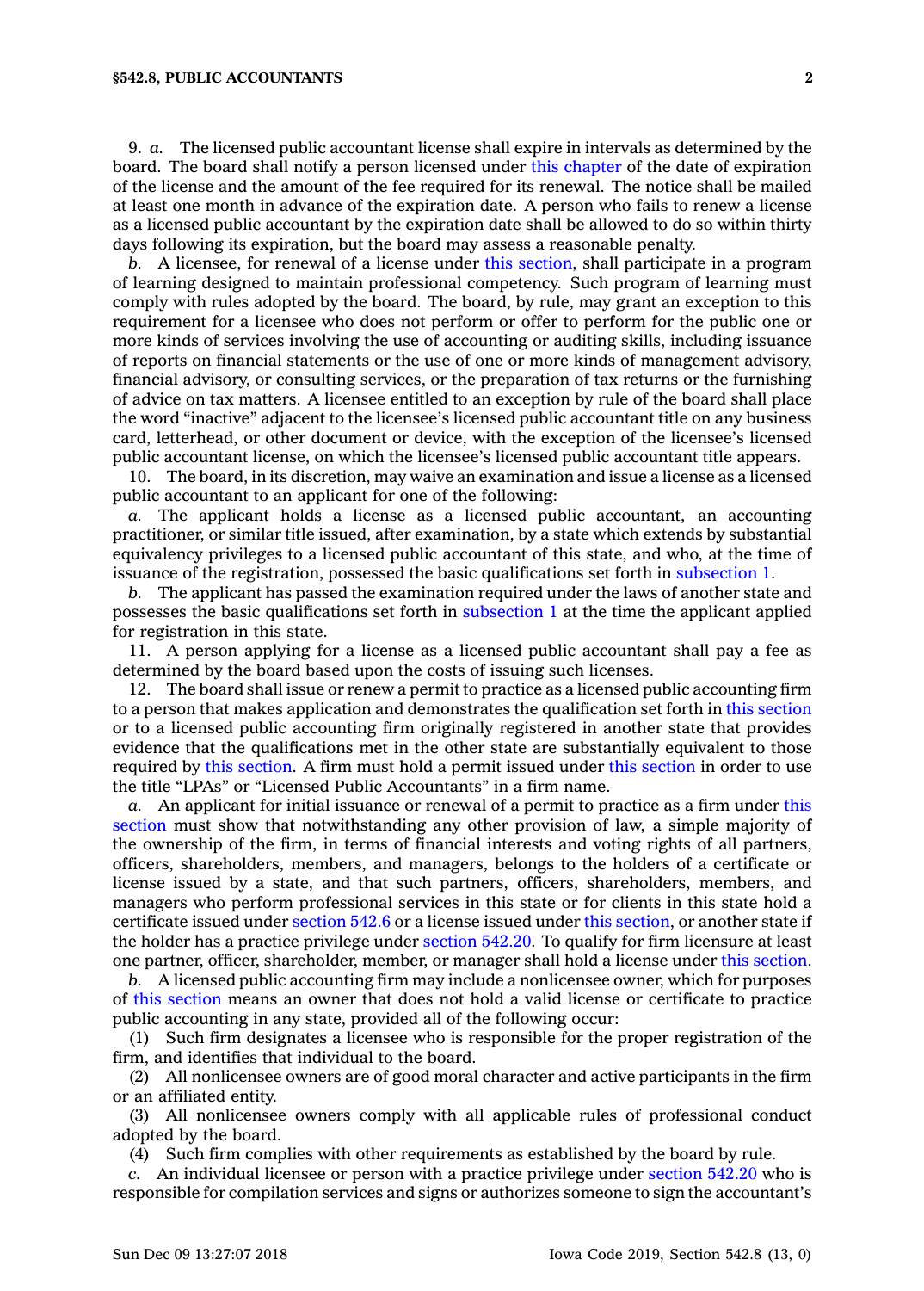9. *a.* The licensed public accountant license shall expire in intervals as determined by the board. The board shall notify a person licensed under this chapter of the date of expiration of the license and the amount of the fee required for its renewal. The notice shall be mailed at least one month in advance of the expiration date. A person who fails to renew a license as a licensed public accountant by the expiration date shall be allowed to do so within thirty days following its expiration, but the board may assess a reasonable penalty.

*b.* A licensee, for renewal of a license under this section, shall participate in a program of learning designed to maintain professional competency. Such program of learning must comply with rules adopted by the board. The board, by rule, may grant an exception to this requirement for a licensee who does not perform or offer to perform for the public one or more kinds of services involving the use of accounting or auditing skills, including issuance of reports on financial statements or the use of one or more kinds of management advisory, financial advisory, or consulting services, or the preparation of tax returns or the furnishing of advice on tax matters. A licensee entitled to an exception by rule of the board shall place the word "inactive" adjacent to the licensee's licensed public accountant title on any business card, letterhead, or other document or device, with the exception of the licensee's licensed public accountant license, on which the licensee's licensed public accountant title appears.

10. The board, in its discretion, may waive an examination and issue a license as a licensed public accountant to an applicant for one of the following:

*a.* The applicant holds a license as a licensed public accountant, an accounting practitioner, or similar title issued, after examination, by a state which extends by substantial equivalency privileges to a licensed public accountant of this state, and who, at the time of issuance of the registration, possessed the basic qualifications set forth in subsection 1.

*b.* The applicant has passed the examination required under the laws of another state and possesses the basic qualifications set forth in subsection 1 at the time the applicant applied for registration in this state.

11. A person applying for a license as a licensed public accountant shall pay a fee as determined by the board based upon the costs of issuing such licenses.

12. The board shall issue or renew a permit to practice as a licensed public accounting firm to a person that makes application and demonstrates the qualification set forth in this section or to a licensed public accounting firm originally registered in another state that provides evidence that the qualifications met in the other state are substantially equivalent to those required by this section. A firm must hold a permit issued under this section in order to use the title "LPAs" or "Licensed Public Accountants" in a firm name.

*a.* An applicant for initial issuance or renewal of a permit to practice as a firm under this section must show that notwithstanding any other provision of law, a simple majority of the ownership of the firm, in terms of financial interests and voting rights of all partners, officers, shareholders, members, and managers, belongs to the holders of a certificate or license issued by a state, and that such partners, officers, shareholders, members, and managers who perform professional services in this state or for clients in this state hold a certificate issued under section 542.6 or a license issued under this section, or another state if the holder has a practice privilege under section 542.20. To qualify for firm licensure at least one partner, officer, shareholder, member, or manager shall hold a license under this section.

*b.* A licensed public accounting firm may include a nonlicensee owner, which for purposes of this section means an owner that does not hold a valid license or certificate to practice public accounting in any state, provided all of the following occur:

(1) Such firm designates a licensee who is responsible for the proper registration of the firm, and identifies that individual to the board.

(2) All nonlicensee owners are of good moral character and active participants in the firm or an affiliated entity.

(3) All nonlicensee owners comply with all applicable rules of professional conduct adopted by the board.

(4) Such firm complies with other requirements as established by the board by rule.

*c.* An individual licensee or person with a practice privilege under section 542.20 who is responsible for compilation services and signs or authorizes someone to sign the accountant's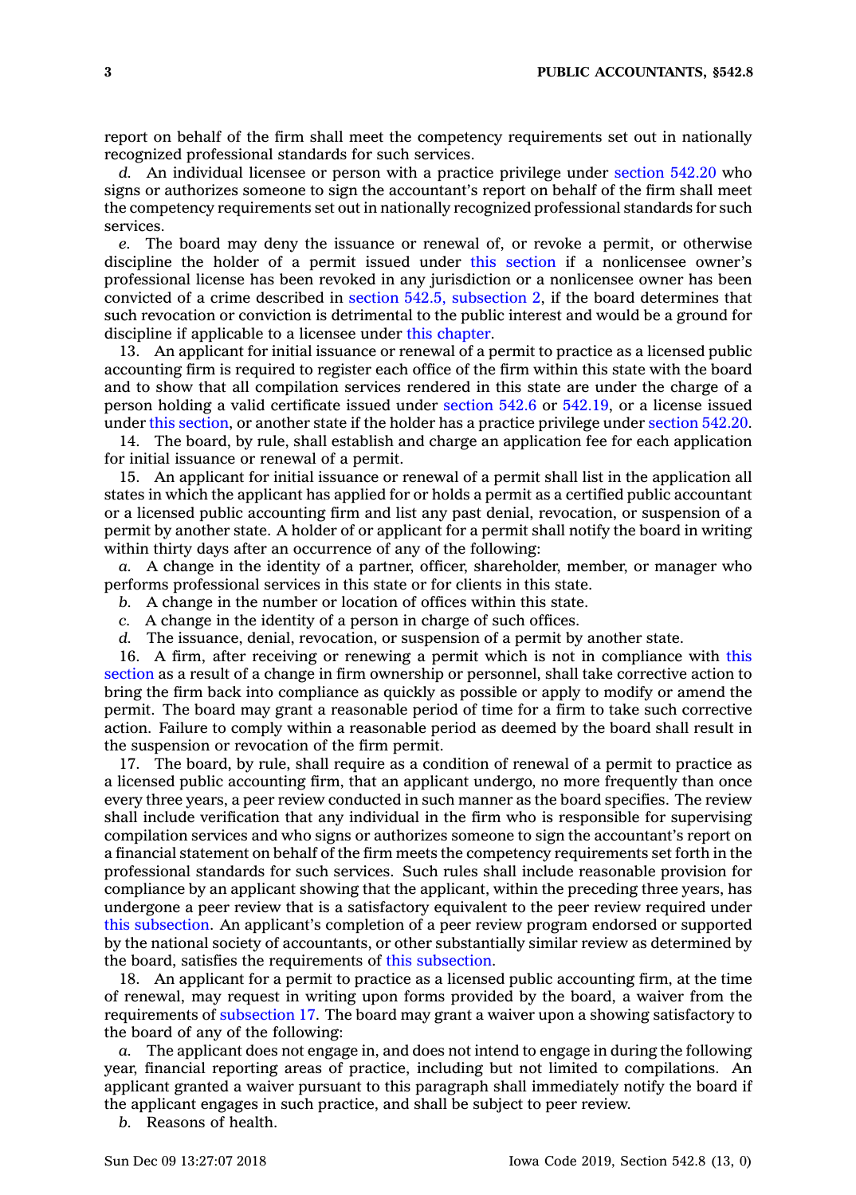report on behalf of the firm shall meet the competency requirements set out in nationally recognized professional standards for such services.

*d.* An individual licensee or person with a practice privilege under section 542.20 who signs or authorizes someone to sign the accountant's report on behalf of the firm shall meet the competency requirements set out in nationally recognized professional standards for such services.

*e.* The board may deny the issuance or renewal of, or revoke a permit, or otherwise discipline the holder of a permit issued under this section if a nonlicensee owner's professional license has been revoked in any jurisdiction or a nonlicensee owner has been convicted of a crime described in section 542.5, subsection 2, if the board determines that such revocation or conviction is detrimental to the public interest and would be a ground for discipline if applicable to a licensee under this chapter.

13. An applicant for initial issuance or renewal of a permit to practice as a licensed public accounting firm is required to register each office of the firm within this state with the board and to show that all compilation services rendered in this state are under the charge of a person holding a valid certificate issued under section 542.6 or 542.19, or a license issued under this section, or another state if the holder has a practice privilege under section 542.20.

14. The board, by rule, shall establish and charge an application fee for each application for initial issuance or renewal of a permit.

15. An applicant for initial issuance or renewal of a permit shall list in the application all states in which the applicant has applied for or holds a permit as a certified public accountant or a licensed public accounting firm and list any past denial, revocation, or suspension of a permit by another state. A holder of or applicant for a permit shall notify the board in writing within thirty days after an occurrence of any of the following:

*a.* A change in the identity of a partner, officer, shareholder, member, or manager who performs professional services in this state or for clients in this state.

*b.* A change in the number or location of offices within this state.

*c.* A change in the identity of a person in charge of such offices.

*d.* The issuance, denial, revocation, or suspension of a permit by another state.

16. A firm, after receiving or renewing a permit which is not in compliance with this section as a result of a change in firm ownership or personnel, shall take corrective action to bring the firm back into compliance as quickly as possible or apply to modify or amend the permit. The board may grant a reasonable period of time for a firm to take such corrective action. Failure to comply within a reasonable period as deemed by the board shall result in the suspension or revocation of the firm permit.

17. The board, by rule, shall require as a condition of renewal of a permit to practice as a licensed public accounting firm, that an applicant undergo, no more frequently than once every three years, a peer review conducted in such manner as the board specifies. The review shall include verification that any individual in the firm who is responsible for supervising compilation services and who signs or authorizes someone to sign the accountant's report on a financial statement on behalf of the firm meets the competency requirements set forth in the professional standards for such services. Such rules shall include reasonable provision for compliance by an applicant showing that the applicant, within the preceding three years, has undergone a peer review that is a satisfactory equivalent to the peer review required under this subsection. An applicant's completion of a peer review program endorsed or supported by the national society of accountants, or other substantially similar review as determined by the board, satisfies the requirements of this subsection.

18. An applicant for a permit to practice as a licensed public accounting firm, at the time of renewal, may request in writing upon forms provided by the board, a waiver from the requirements of subsection 17. The board may grant a waiver upon a showing satisfactory to the board of any of the following:

*a.* The applicant does not engage in, and does not intend to engage in during the following year, financial reporting areas of practice, including but not limited to compilations. An applicant granted a waiver pursuant to this paragraph shall immediately notify the board if the applicant engages in such practice, and shall be subject to peer review.

*b.* Reasons of health.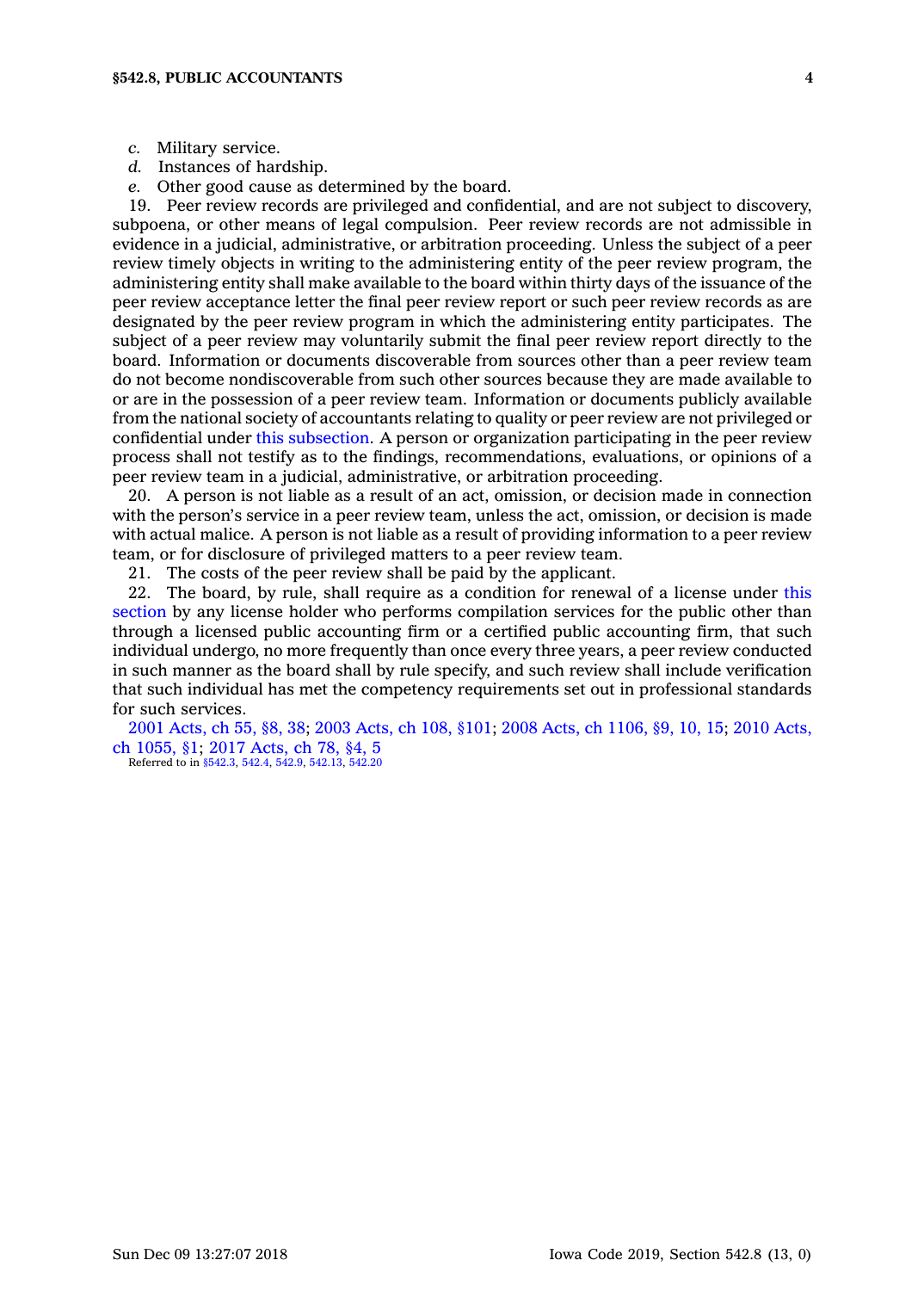*c.* Military service.

*d.* Instances of hardship.

*e.* Other good cause as determined by the board.

19. Peer review records are privileged and confidential, and are not subject to discovery, subpoena, or other means of legal compulsion. Peer review records are not admissible in evidence in a judicial, administrative, or arbitration proceeding. Unless the subject of a peer review timely objects in writing to the administering entity of the peer review program, the administering entity shall make available to the board within thirty days of the issuance of the peer review acceptance letter the final peer review report or such peer review records as are designated by the peer review program in which the administering entity participates. The subject of a peer review may voluntarily submit the final peer review report directly to the board. Information or documents discoverable from sources other than a peer review team do not become nondiscoverable from such other sources because they are made available to or are in the possession of a peer review team. Information or documents publicly available from the national society of accountants relating to quality or peer review are not privileged or confidential under this subsection. A person or organization participating in the peer review process shall not testify as to the findings, recommendations, evaluations, or opinions of a peer review team in a judicial, administrative, or arbitration proceeding.

20. A person is not liable as a result of an act, omission, or decision made in connection with the person's service in a peer review team, unless the act, omission, or decision is made with actual malice. A person is not liable as a result of providing information to a peer review team, or for disclosure of privileged matters to a peer review team.

21. The costs of the peer review shall be paid by the applicant.

22. The board, by rule, shall require as a condition for renewal of a license under this section by any license holder who performs compilation services for the public other than through a licensed public accounting firm or a certified public accounting firm, that such individual undergo, no more frequently than once every three years, a peer review conducted in such manner as the board shall by rule specify, and such review shall include verification that such individual has met the competency requirements set out in professional standards for such services.

2001 Acts, ch 55, §8, 38; 2003 Acts, ch 108, §101; 2008 Acts, ch 1106, §9, 10, 15; 2010 Acts, ch 1055, §1; 2017 Acts, ch 78, §4, 5

Referred to in §542.3, 542.4, 542.9, 542.13, 542.20